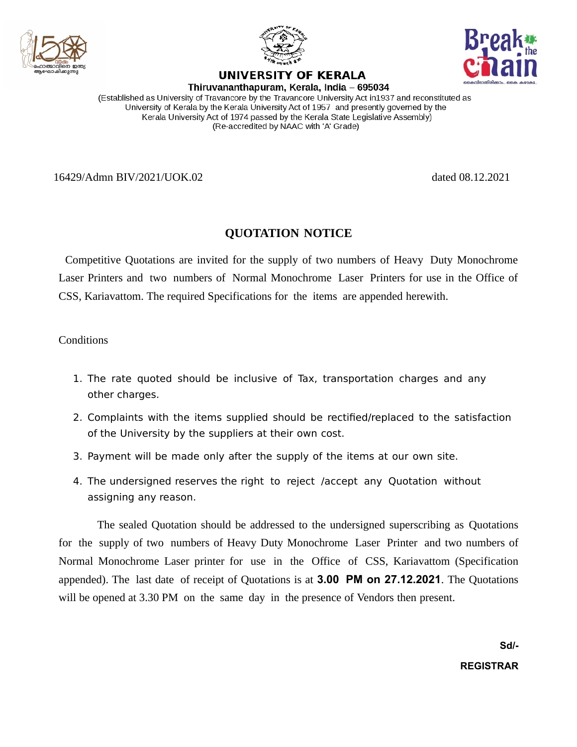# UNIVERSITY OF KERALA

**Thiruvananthapuram, Kerala, India – 695034**

(Established as University of Travancore by the Travancore University Act in1937 and reconstituted as University of Kerala by the Kerala University Act of 1957 and presently governed by the Kerala University Act of 1974 passed by the Kerala State Legislative Assembly)
(Re-accredited by NAAC with 'A' Grade)

16429/Admn BIV/2021/UOK.02 dated 08.12.2021

## QUOTATION NOTICE

Competitive Quotations are invited for the supply of two numbers of Heavy Duty Monochrome Laser Printers and two numbers of Normal Monochrome Laser Printers for use in the Office of CSS, Kariavattom. The required Specifications for the items are appended herewith.

Conditions

1. The rate quoted should be inclusive of Tax, transportation charges and any other charges.
2. Complaints with the items supplied should be rectified/replaced to the satisfaction of the University by the suppliers at their own cost.
3. Payment will be made only after the supply of the items at our own site.
4. The undersigned reserves the right to reject /accept any Quotation without assigning any reason.

The sealed Quotation should be addressed to the undersigned superscribing as Quotations for the supply of two numbers of Heavy Duty Monochrome Laser Printer and two numbers of Normal Monochrome Laser printer for use in the Office of CSS, Kariavattom (Specification appended). The last date of receipt of Quotations is at **3.00 PM on 27.12.2021**. The Quotations will be opened at 3.30 PM on the same day in the presence of Vendors then present.

**Sd/-**

**REGISTRAR**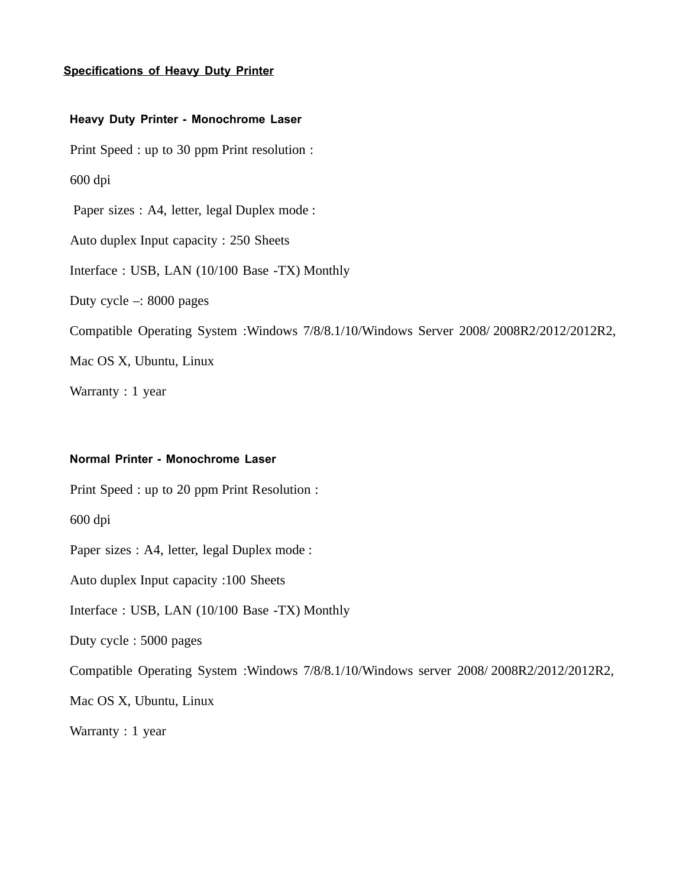**Specifications of Heavy Duty Printer**

**Heavy Duty Printer - Monochrome Laser**

Print Speed : up to 30 ppm Print resolution :

600 dpi

Paper sizes : A4, letter, legal Duplex mode :

Auto duplex Input capacity : 250 Sheets

Interface : USB, LAN (10/100 Base -TX) Monthly

Duty cycle –: 8000 pages

Compatible Operating System :Windows 7/8/8.1/10/Windows Server 2008/ 2008R2/2012/2012R2,

Mac OS X, Ubuntu, Linux

Warranty : 1 year

**Normal Printer - Monochrome Laser**

Print Speed : up to 20 ppm Print Resolution :

600 dpi

Paper sizes : A4, letter, legal Duplex mode :

Auto duplex Input capacity :100 Sheets

Interface : USB, LAN (10/100 Base -TX) Monthly

Duty cycle : 5000 pages

Compatible Operating System :Windows 7/8/8.1/10/Windows server 2008/ 2008R2/2012/2012R2,

Mac OS X, Ubuntu, Linux

Warranty : 1 year